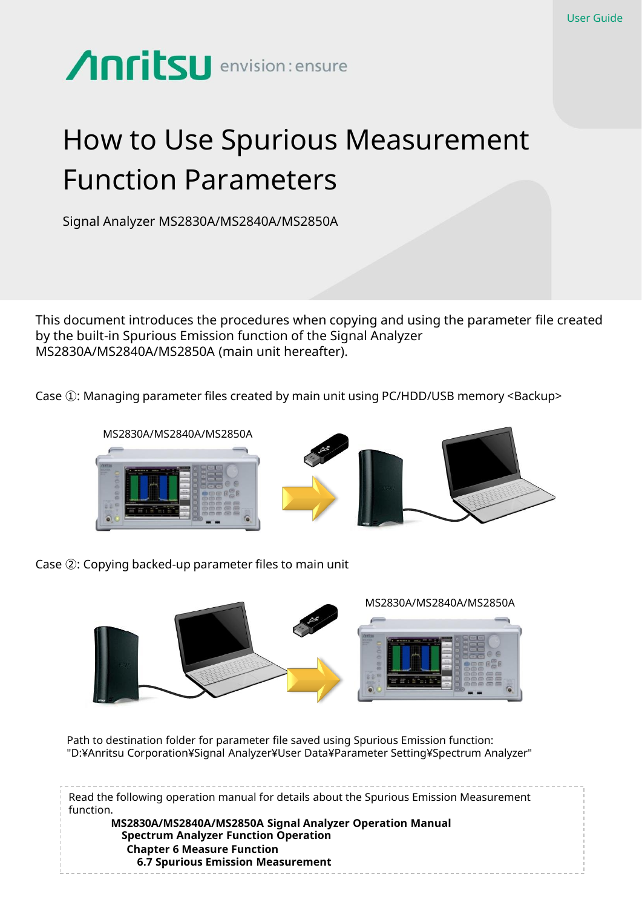User Guide

Anritsu envision : ensure

# How to Use Spurious Measurement Function Parameters

Signal Analyzer MS2830A/MS2840A/MS2850A

This document introduces the procedures when copying and using the parameter file created by the built-in Spurious Emission function of the Signal Analyzer MS2830A/MS2840A/MS2850A (main unit hereafter).

Case ①: Managing parameter files created by main unit using PC/HDD/USB memory <Backup>

MS2830A/MS2840A/MS2850A

Case ②: Copying backed-up parameter files to main unit

MS2830A/MS2840A/MS2850A

Path to destination folder for parameter file saved using Spurious Emission function:
"D:¥Anritsu Corporation¥Signal Analyzer¥User Data¥Parameter Setting¥Spectrum Analyzer"

Read the following operation manual for details about the Spurious Emission Measurement function.

**MS2830A/MS2840A/MS2850A Signal Analyzer Operation Manual**
**Spectrum Analyzer Function Operation**
**Chapter 6 Measure Function**
**6.7 Spurious Emission Measurement**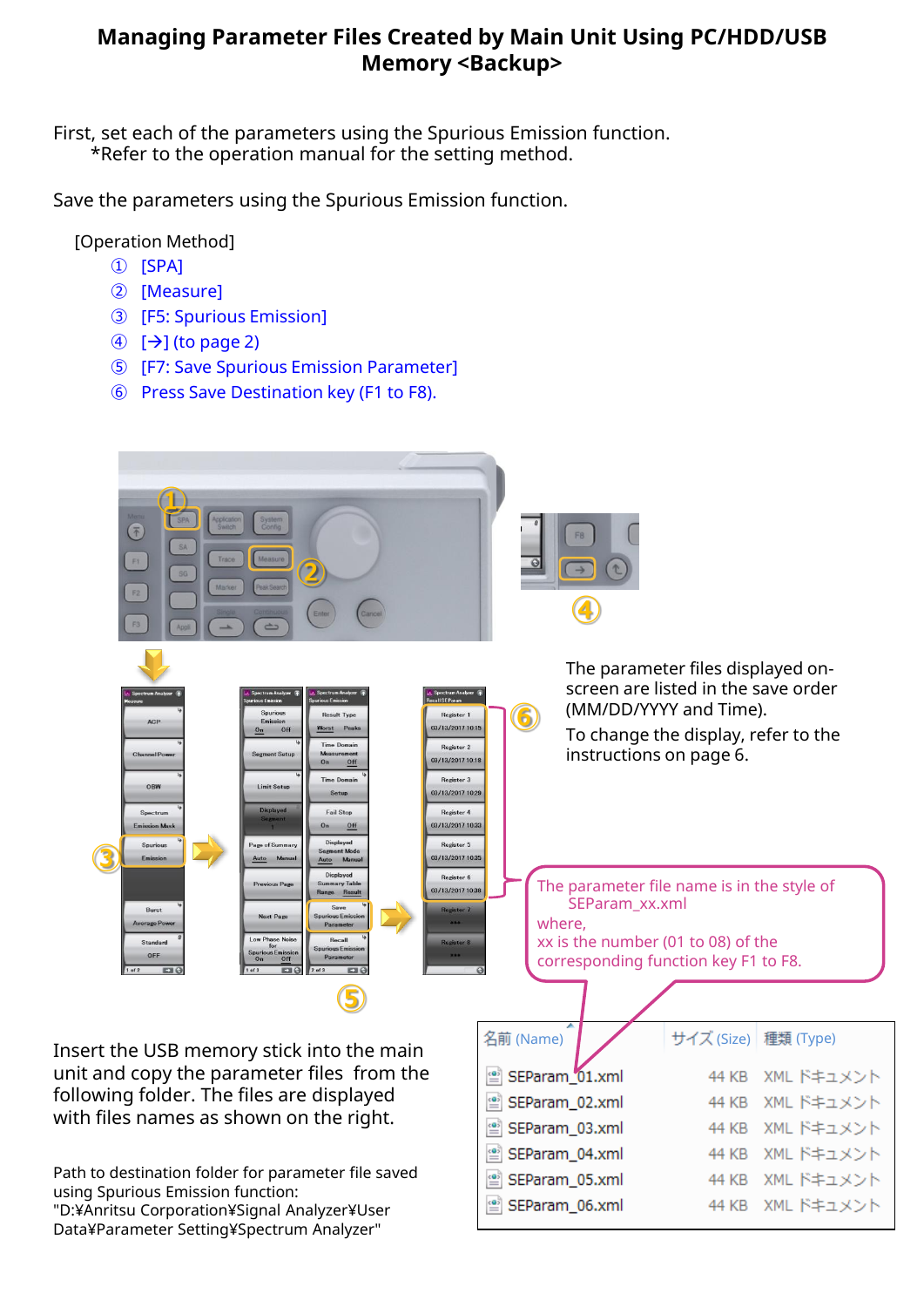# Managing Parameter Files Created by Main Unit Using PC/HDD/USB Memory <Backup>

First, set each of the parameters using the Spurious Emission function.
*Refer to the operation manual for the setting method.

Save the parameters using the Spurious Emission function.

[Operation Method]

① [SPA]
② [Measure]
③ [F5: Spurious Emission]
④ [→] (to page 2)
⑤ [F7: Save Spurious Emission Parameter]
⑥ Press Save Destination key (F1 to F8).

The parameter files displayed on-screen are listed in the save order (MM/DD/YYYY and Time).
To change the display, refer to the instructions on page 6.

The parameter file name is in the style of SEParam_xx.xml
where,
xx is the number (01 to 08) of the corresponding function key F1 to F8.

Insert the USB memory stick into the main unit and copy the parameter files from the following folder. The files are displayed with files names as shown on the right.

| 名前 (Name) | サイズ (Size) | 種類 (Type) |
|---|---|---|
| SEParam_01.xml | 44 KB | XML ドキュメント |
| SEParam_02.xml | 44 KB | XML ドキュメント |
| SEParam_03.xml | 44 KB | XML ドキュメント |
| SEParam_04.xml | 44 KB | XML ドキュメント |
| SEParam_05.xml | 44 KB | XML ドキュメント |
| SEParam_06.xml | 44 KB | XML ドキュメント |

Path to destination folder for parameter file saved using Spurious Emission function:
"D:¥Anritsu Corporation¥Signal Analyzer¥User Data¥Parameter Setting¥Spectrum Analyzer"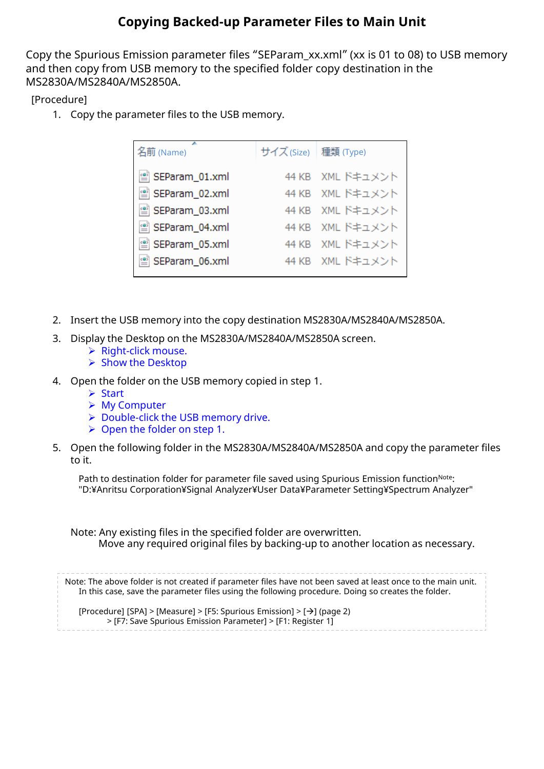# Copying Backed-up Parameter Files to Main Unit

Copy the Spurious Emission parameter files “SEParam_xx.xml” (xx is 01 to 08) to USB memory and then copy from USB memory to the specified folder copy destination in the MS2830A/MS2840A/MS2850A.

[Procedure]

1. Copy the parameter files to the USB memory.

| 名前 (Name) | サイズ (Size) | 種類 (Type) |
|---|---|---|
| SEParam_01.xml | 44 KB | XML ドキュメント |
| SEParam_02.xml | 44 KB | XML ドキュメント |
| SEParam_03.xml | 44 KB | XML ドキュメント |
| SEParam_04.xml | 44 KB | XML ドキュメント |
| SEParam_05.xml | 44 KB | XML ドキュメント |
| SEParam_06.xml | 44 KB | XML ドキュメント |

2. Insert the USB memory into the copy destination MS2830A/MS2840A/MS2850A.
3. Display the Desktop on the MS2830A/MS2840A/MS2850A screen.
   - Right-click mouse.
   - Show the Desktop
4. Open the folder on the USB memory copied in step 1.
   - Start
   - My Computer
   - Double-click the USB memory drive.
   - Open the folder on step 1.
5. Open the following folder in the MS2830A/MS2840A/MS2850A and copy the parameter files to it.

   Path to destination folder for parameter file saved using Spurious Emission function[Note]:
   "D:¥Anritsu Corporation¥Signal Analyzer¥User Data¥Parameter Setting¥Spectrum Analyzer"

   Note: Any existing files in the specified folder are overwritten.
   Move any required original files by backing-up to another location as necessary.

Note: The above folder is not created if parameter files have not been saved at least once to the main unit.
In this case, save the parameter files using the following procedure. Doing so creates the folder.

[Procedure] [SPA] > [Measure] > [F5: Spurious Emission] > [→] (page 2)
> [F7: Save Spurious Emission Parameter] > [F1: Register 1]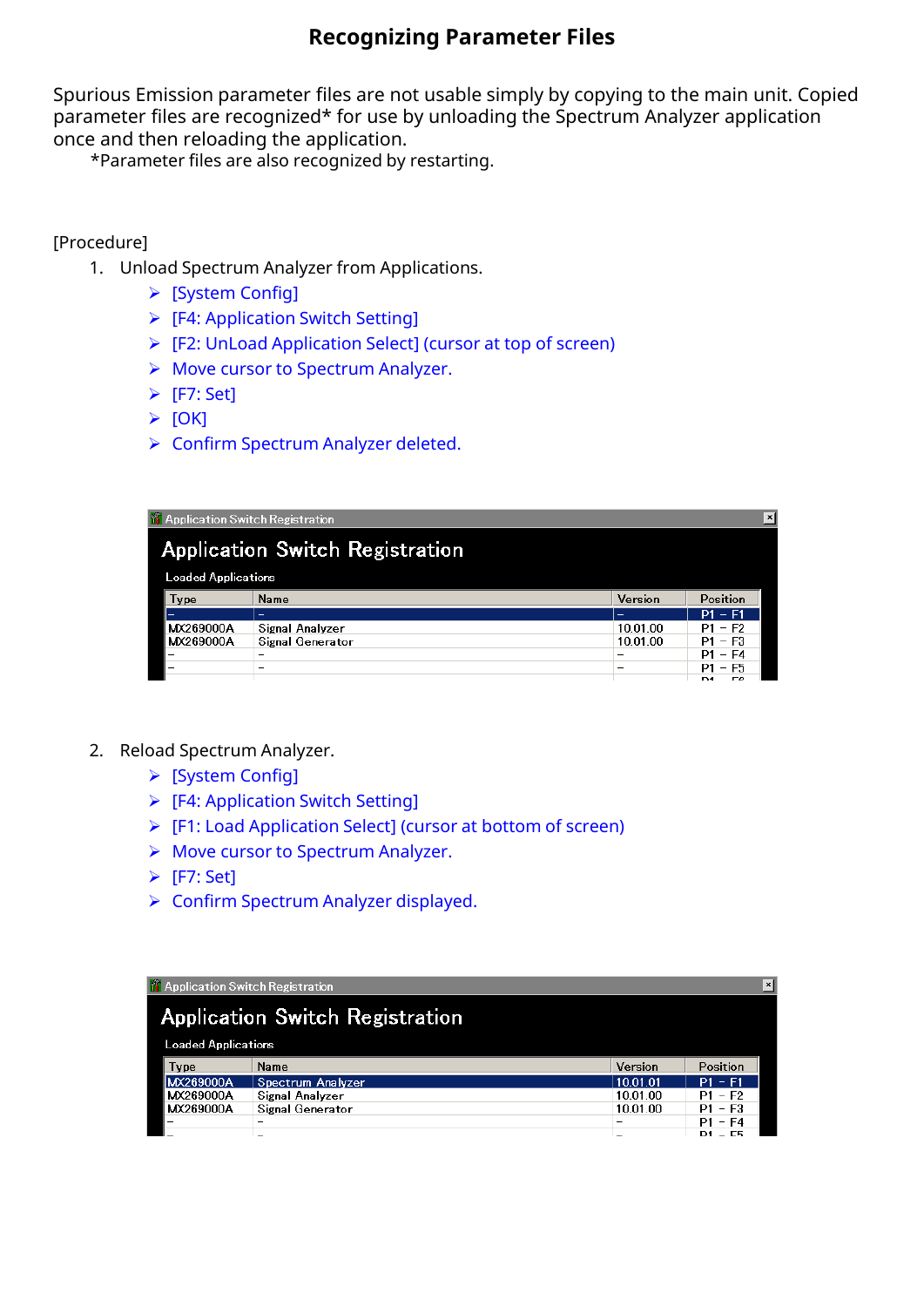# Recognizing Parameter Files

Spurious Emission parameter files are not usable simply by copying to the main unit. Copied parameter files are recognized* for use by unloading the Spectrum Analyzer application once and then reloading the application.

*Parameter files are also recognized by restarting.

[Procedure]

1. Unload Spectrum Analyzer from Applications.
   - [System Config]
   - [F4: Application Switch Setting]
   - [F2: UnLoad Application Select] (cursor at top of screen)
   - Move cursor to Spectrum Analyzer.
   - [F7: Set]
   - [OK]
   - Confirm Spectrum Analyzer deleted.

Application Switch Registration

Loaded Applications

| Type | Name | Version | Position |
|---|---|---|---|
| – | – | – | P1 – F1 |
| MX269000A | Signal Analyzer | 10.01.00 | P1 – F2 |
| MX269000A | Signal Generator | 10.01.00 | P1 – F3 |
| – | – | – | P1 – F4 |
| – | – | – | P1 – F5 |

2. Reload Spectrum Analyzer.
   - [System Config]
   - [F4: Application Switch Setting]
   - [F1: Load Application Select] (cursor at bottom of screen)
   - Move cursor to Spectrum Analyzer.
   - [F7: Set]
   - Confirm Spectrum Analyzer displayed.

Application Switch Registration

Loaded Applications

| Type | Name | Version | Position |
|---|---|---|---|
| MX269000A | Spectrum Analyzer | 10.01.01 | P1 – F1 |
| MX269000A | Signal Analyzer | 10.01.00 | P1 – F2 |
| MX269000A | Signal Generator | 10.01.00 | P1 – F3 |
| – | – | – | P1 – F4 |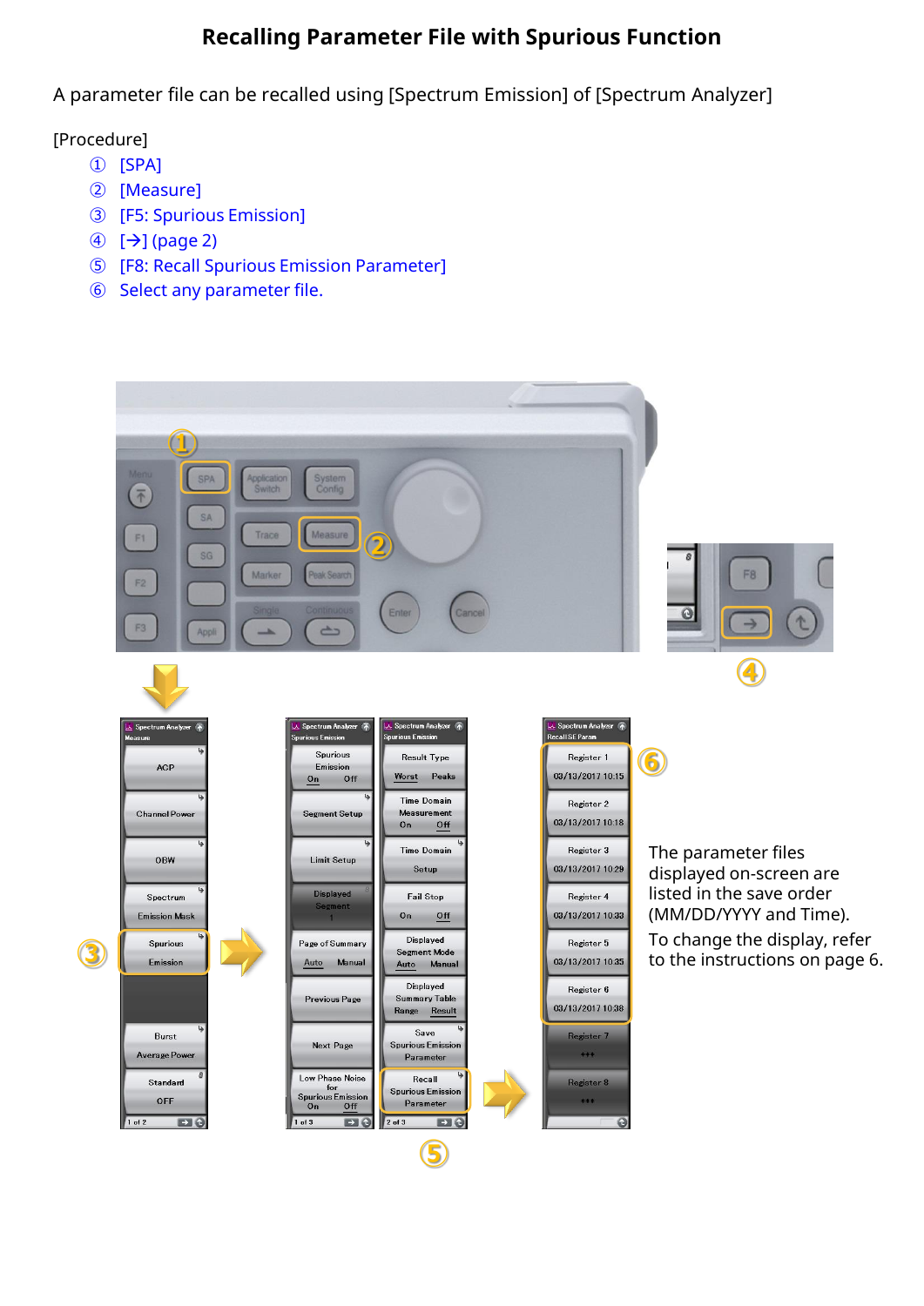# Recalling Parameter File with Spurious Function

A parameter file can be recalled using [Spectrum Emission] of [Spectrum Analyzer]

[Procedure]

① [SPA]
② [Measure]
③ [F5: Spurious Emission]
④ [→] (page 2)
⑤ [F8: Recall Spurious Emission Parameter]
⑥ Select any parameter file.

The parameter files displayed on-screen are listed in the save order (MM/DD/YYYY and Time).

To change the display, refer to the instructions on page 6.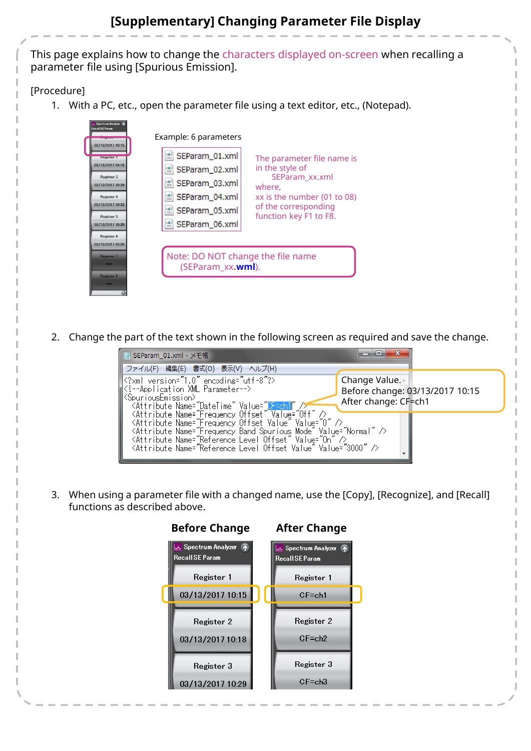# [Supplementary] Changing Parameter File Display

This page explains how to change the characters displayed on-screen when recalling a parameter file using [Spurious Emission].

[Procedure]

1. With a PC, etc., open the parameter file using a text editor, etc., (Notepad).

Example: 6 parameters

- SEParam_01.xml
- SEParam_02.xml
- SEParam_03.xml
- SEParam_04.xml
- SEParam_05.xml
- SEParam_06.xml

The parameter file name is in the style of SEParam_xx.xml where, xx is the number (01 to 08) of the corresponding function key F1 to F8.

Note: DO NOT change the file name (SEParam_xx.**wml**).

2. Change the part of the text shown in the following screen as required and save the change.

SEParam_01.xml - メモ帳

ファイル(F) 編集(E) 書式(O) 表示(V) ヘルプ(H)

```
<?xml version="1.0" encoding="utf-8"?>
<!--Application XML Parameter-->
<SpuriousEmission>
  <Attribute Name="DateTime" Value="CF=ch1" />
  <Attribute Name="Frequency Offset" Value="Off" />
  <Attribute Name="Frequency Offset Value" Value="0" />
  <Attribute Name="Frequency Band Spurious Mode" Value="Normal" />
  <Attribute Name="Reference Level Offset" Value="On" />
  <Attribute Name="Reference Level Offset Value" Value="3000" />
```

Change Value.
Before change: 03/13/2017 10:15
After change: CF=ch1

3. When using a parameter file with a changed name, use the [Copy], [Recognize], and [Recall] functions as described above.

| Before Change | After Change |
|---|---|
| Register 1 / 03/13/2017 10:15 | Register 1 / CF=ch1 |
| Register 2 / 03/13/2017 10:18 | Register 2 / CF=ch2 |
| Register 3 / 03/13/2017 10:29 | Register 3 / CF=ch3 |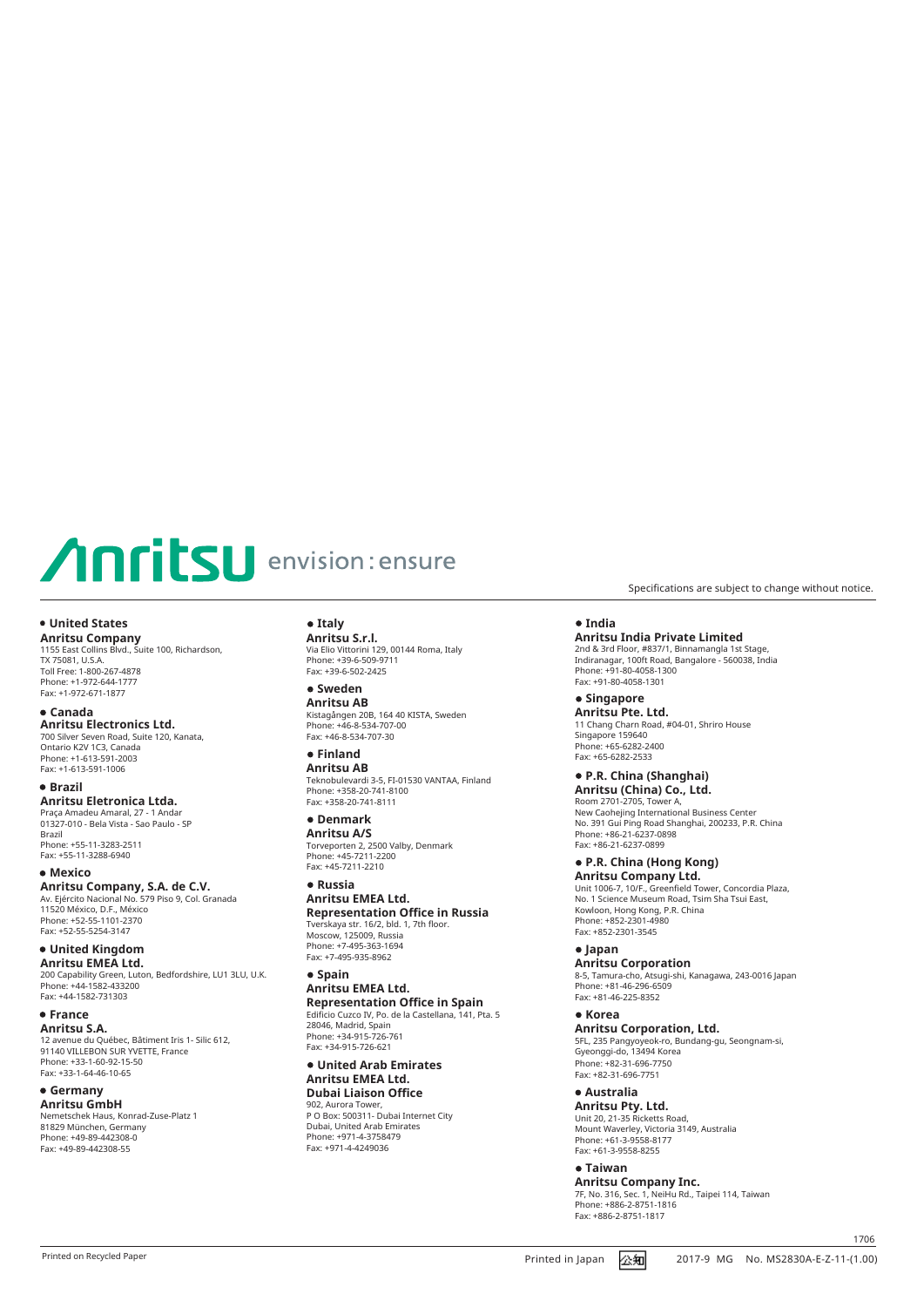Anritsu envision : ensure

Specifications are subject to change without notice.

- **United States**

**Anritsu Company**
1155 East Collins Blvd., Suite 100, Richardson,
TX 75081, U.S.A.
Toll Free: 1-800-267-4878
Phone: +1-972-644-1777
Fax: +1-972-671-1877

- **Canada**

**Anritsu Electronics Ltd.**
700 Silver Seven Road, Suite 120, Kanata,
Ontario K2V 1C3, Canada
Phone: +1-613-591-2003
Fax: +1-613-591-1006

- **Brazil**

**Anritsu Eletronica Ltda.**
Praça Amadeu Amaral, 27 - 1 Andar
01327-010 - Bela Vista - Sao Paulo - SP
Brazil
Phone: +55-11-3283-2511
Fax: +55-11-3288-6940

- **Mexico**

**Anritsu Company, S.A. de C.V.**
Av. Ejército Nacional No. 579 Piso 9, Col. Granada
11520 México, D.F., México
Phone: +52-55-1101-2370
Fax: +52-55-5254-3147

- **United Kingdom**

**Anritsu EMEA Ltd.**
200 Capability Green, Luton, Bedfordshire, LU1 3LU, U.K.
Phone: +44-1582-433200
Fax: +44-1582-731303

- **France**

**Anritsu S.A.**
12 avenue du Québec, Bâtiment Iris 1- Silic 612,
91140 VILLEBON SUR YVETTE, France
Phone: +33-1-60-92-15-50
Fax: +33-1-64-46-10-65

- **Germany**

**Anritsu GmbH**
Nemetschek Haus, Konrad-Zuse-Platz 1
81829 München, Germany
Phone: +49-89-442308-0
Fax: +49-89-442308-55

- **Italy**

**Anritsu S.r.l.**
Via Elio Vittorini 129, 00144 Roma, Italy
Phone: +39-6-509-9711
Fax: +39-6-502-2425

- **Sweden**

**Anritsu AB**
Kistagången 20B, 164 40 KISTA, Sweden
Phone: +46-8-534-707-00
Fax: +46-8-534-707-30

- **Finland**

**Anritsu AB**
Teknobulevardi 3-5, FI-01530 VANTAA, Finland
Phone: +358-20-741-8100
Fax: +358-20-741-8111

- **Denmark**

**Anritsu A/S**
Torveporten 2, 2500 Valby, Denmark
Phone: +45-7211-2200
Fax: +45-7211-2210

- **Russia**

**Anritsu EMEA Ltd.**
**Representation Office in Russia**
Tverskaya str. 16/2, bld. 1, 7th floor.
Moscow, 125009, Russia
Phone: +7-495-363-1694
Fax: +7-495-935-8962

- **Spain**

**Anritsu EMEA Ltd.**
**Representation Office in Spain**
Edificio Cuzco IV, Po. de la Castellana, 141, Pta. 5
28046, Madrid, Spain
Phone: +34-915-726-761
Fax: +34-915-726-621

- **United Arab Emirates**

**Anritsu EMEA Ltd.**
**Dubai Liaison Office**
902, Aurora Tower,
P O Box: 500311- Dubai Internet City
Dubai, United Arab Emirates
Phone: +971-4-3758479
Fax: +971-4-4249036

- **India**

**Anritsu India Private Limited**
2nd & 3rd Floor, #837/1, Binnamangla 1st Stage,
Indiranagar, 100ft Road, Bangalore - 560038, India
Phone: +91-80-4058-1300
Fax: +91-80-4058-1301

- **Singapore**

**Anritsu Pte. Ltd.**
11 Chang Charn Road, #04-01, Shriro House
Singapore 159640
Phone: +65-6282-2400
Fax: +65-6282-2533

- **P.R. China (Shanghai)**

**Anritsu (China) Co., Ltd.**
Room 2701-2705, Tower A,
New Caohejing International Business Center
No. 391 Gui Ping Road Shanghai, 200233, P.R. China
Phone: +86-21-6237-0898
Fax: +86-21-6237-0899

- **P.R. China (Hong Kong)**

**Anritsu Company Ltd.**
Unit 1006-7, 10/F., Greenfield Tower, Concordia Plaza,
No. 1 Science Museum Road, Tsim Sha Tsui East,
Kowloon, Hong Kong, P.R. China
Phone: +852-2301-4980
Fax: +852-2301-3545

- **Japan**

**Anritsu Corporation**
8-5, Tamura-cho, Atsugi-shi, Kanagawa, 243-0016 Japan
Phone: +81-46-296-6509
Fax: +81-46-225-8352

- **Korea**

**Anritsu Corporation, Ltd.**
5FL, 235 Pangyoyeok-ro, Bundang-gu, Seongnam-si,
Gyeonggi-do, 13494 Korea
Phone: +82-31-696-7750
Fax: +82-31-696-7751

- **Australia**

**Anritsu Pty. Ltd.**
Unit 20, 21-35 Ricketts Road,
Mount Waverley, Victoria 3149, Australia
Phone: +61-3-9558-8177
Fax: +61-3-9558-8255

- **Taiwan**

**Anritsu Company Inc.**
7F, No. 316, Sec. 1, NeiHu Rd., Taipei 114, Taiwan
Phone: +886-2-8751-1816
Fax: +886-2-8751-1817

1706

Printed on Recycled Paper

Printed in Japan 公知 2017-9 MG No. MS2830A-E-Z-11-(1.00)